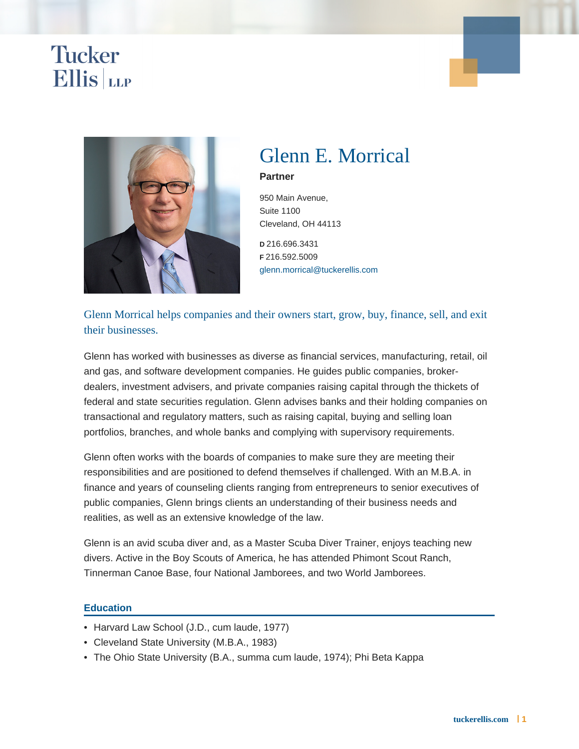Tucker Ellis LLP

# Glenn E. Morrical

**Partner**

950 Main Avenue,
Suite 1100
Cleveland, OH 44113

**D** 216.696.3431
**F** 216.592.5009
glenn.morrical@tuckerellis.com

Glenn Morrical helps companies and their owners start, grow, buy, finance, sell, and exit their businesses.

Glenn has worked with businesses as diverse as financial services, manufacturing, retail, oil and gas, and software development companies. He guides public companies, broker-dealers, investment advisers, and private companies raising capital through the thickets of federal and state securities regulation. Glenn advises banks and their holding companies on transactional and regulatory matters, such as raising capital, buying and selling loan portfolios, branches, and whole banks and complying with supervisory requirements.

Glenn often works with the boards of companies to make sure they are meeting their responsibilities and are positioned to defend themselves if challenged. With an M.B.A. in finance and years of counseling clients ranging from entrepreneurs to senior executives of public companies, Glenn brings clients an understanding of their business needs and realities, as well as an extensive knowledge of the law.

Glenn is an avid scuba diver and, as a Master Scuba Diver Trainer, enjoys teaching new divers. Active in the Boy Scouts of America, he has attended Phimont Scout Ranch, Tinnerman Canoe Base, four National Jamborees, and two World Jamborees.

## Education

- Harvard Law School (J.D., cum laude, 1977)
- Cleveland State University (M.B.A., 1983)
- The Ohio State University (B.A., summa cum laude, 1974); Phi Beta Kappa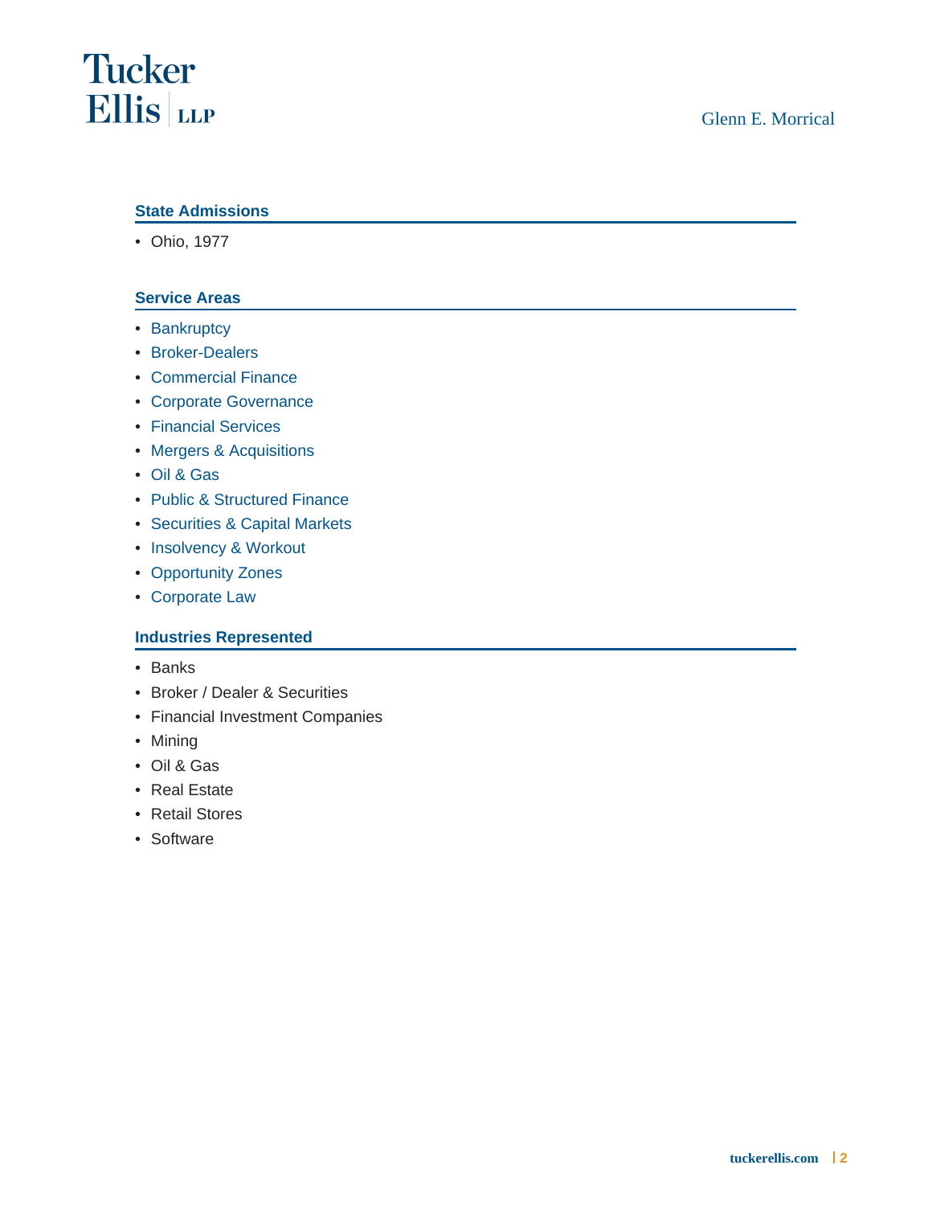## State Admissions

- Ohio, 1977

## Service Areas

- Bankruptcy
- Broker-Dealers
- Commercial Finance
- Corporate Governance
- Financial Services
- Mergers & Acquisitions
- Oil & Gas
- Public & Structured Finance
- Securities & Capital Markets
- Insolvency & Workout
- Opportunity Zones
- Corporate Law

## Industries Represented

- Banks
- Broker / Dealer & Securities
- Financial Investment Companies
- Mining
- Oil & Gas
- Real Estate
- Retail Stores
- Software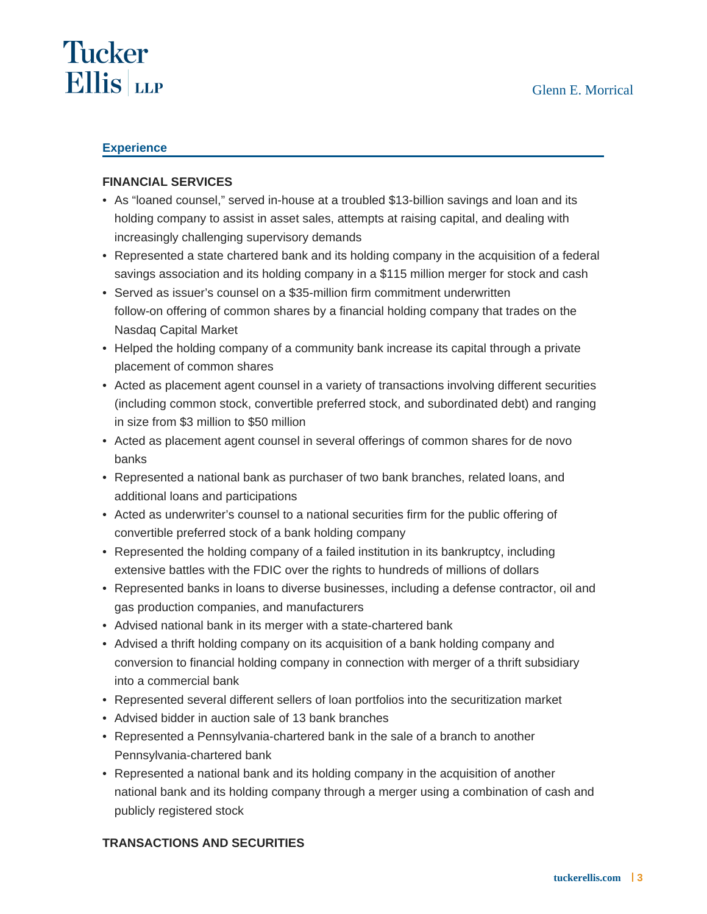## Experience

### FINANCIAL SERVICES

- As "loaned counsel," served in-house at a troubled $13-billion savings and loan and its holding company to assist in asset sales, attempts at raising capital, and dealing with increasingly challenging supervisory demands
- Represented a state chartered bank and its holding company in the acquisition of a federal savings association and its holding company in a $115 million merger for stock and cash
- Served as issuer's counsel on a $35-million firm commitment underwritten follow-on offering of common shares by a financial holding company that trades on the Nasdaq Capital Market
- Helped the holding company of a community bank increase its capital through a private placement of common shares
- Acted as placement agent counsel in a variety of transactions involving different securities (including common stock, convertible preferred stock, and subordinated debt) and ranging in size from $3 million to $50 million
- Acted as placement agent counsel in several offerings of common shares for de novo banks
- Represented a national bank as purchaser of two bank branches, related loans, and additional loans and participations
- Acted as underwriter's counsel to a national securities firm for the public offering of convertible preferred stock of a bank holding company
- Represented the holding company of a failed institution in its bankruptcy, including extensive battles with the FDIC over the rights to hundreds of millions of dollars
- Represented banks in loans to diverse businesses, including a defense contractor, oil and gas production companies, and manufacturers
- Advised national bank in its merger with a state-chartered bank
- Advised a thrift holding company on its acquisition of a bank holding company and conversion to financial holding company in connection with merger of a thrift subsidiary into a commercial bank
- Represented several different sellers of loan portfolios into the securitization market
- Advised bidder in auction sale of 13 bank branches
- Represented a Pennsylvania-chartered bank in the sale of a branch to another Pennsylvania-chartered bank
- Represented a national bank and its holding company in the acquisition of another national bank and its holding company through a merger using a combination of cash and publicly registered stock

### TRANSACTIONS AND SECURITIES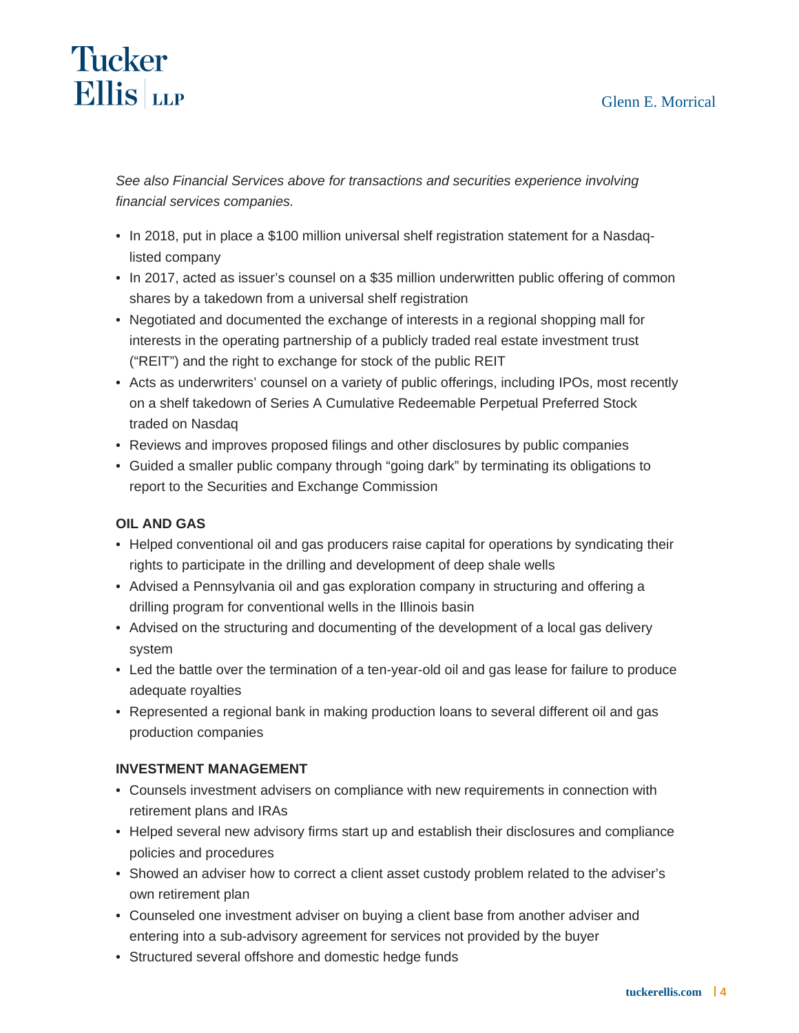*See also Financial Services above for transactions and securities experience involving financial services companies.*

- In 2018, put in place a $100 million universal shelf registration statement for a Nasdaq-listed company
- In 2017, acted as issuer's counsel on a $35 million underwritten public offering of common shares by a takedown from a universal shelf registration
- Negotiated and documented the exchange of interests in a regional shopping mall for interests in the operating partnership of a publicly traded real estate investment trust ("REIT") and the right to exchange for stock of the public REIT
- Acts as underwriters' counsel on a variety of public offerings, including IPOs, most recently on a shelf takedown of Series A Cumulative Redeemable Perpetual Preferred Stock traded on Nasdaq
- Reviews and improves proposed filings and other disclosures by public companies
- Guided a smaller public company through "going dark" by terminating its obligations to report to the Securities and Exchange Commission

**OIL AND GAS**

- Helped conventional oil and gas producers raise capital for operations by syndicating their rights to participate in the drilling and development of deep shale wells
- Advised a Pennsylvania oil and gas exploration company in structuring and offering a drilling program for conventional wells in the Illinois basin
- Advised on the structuring and documenting of the development of a local gas delivery system
- Led the battle over the termination of a ten-year-old oil and gas lease for failure to produce adequate royalties
- Represented a regional bank in making production loans to several different oil and gas production companies

**INVESTMENT MANAGEMENT**

- Counsels investment advisers on compliance with new requirements in connection with retirement plans and IRAs
- Helped several new advisory firms start up and establish their disclosures and compliance policies and procedures
- Showed an adviser how to correct a client asset custody problem related to the adviser's own retirement plan
- Counseled one investment adviser on buying a client base from another adviser and entering into a sub-advisory agreement for services not provided by the buyer
- Structured several offshore and domestic hedge funds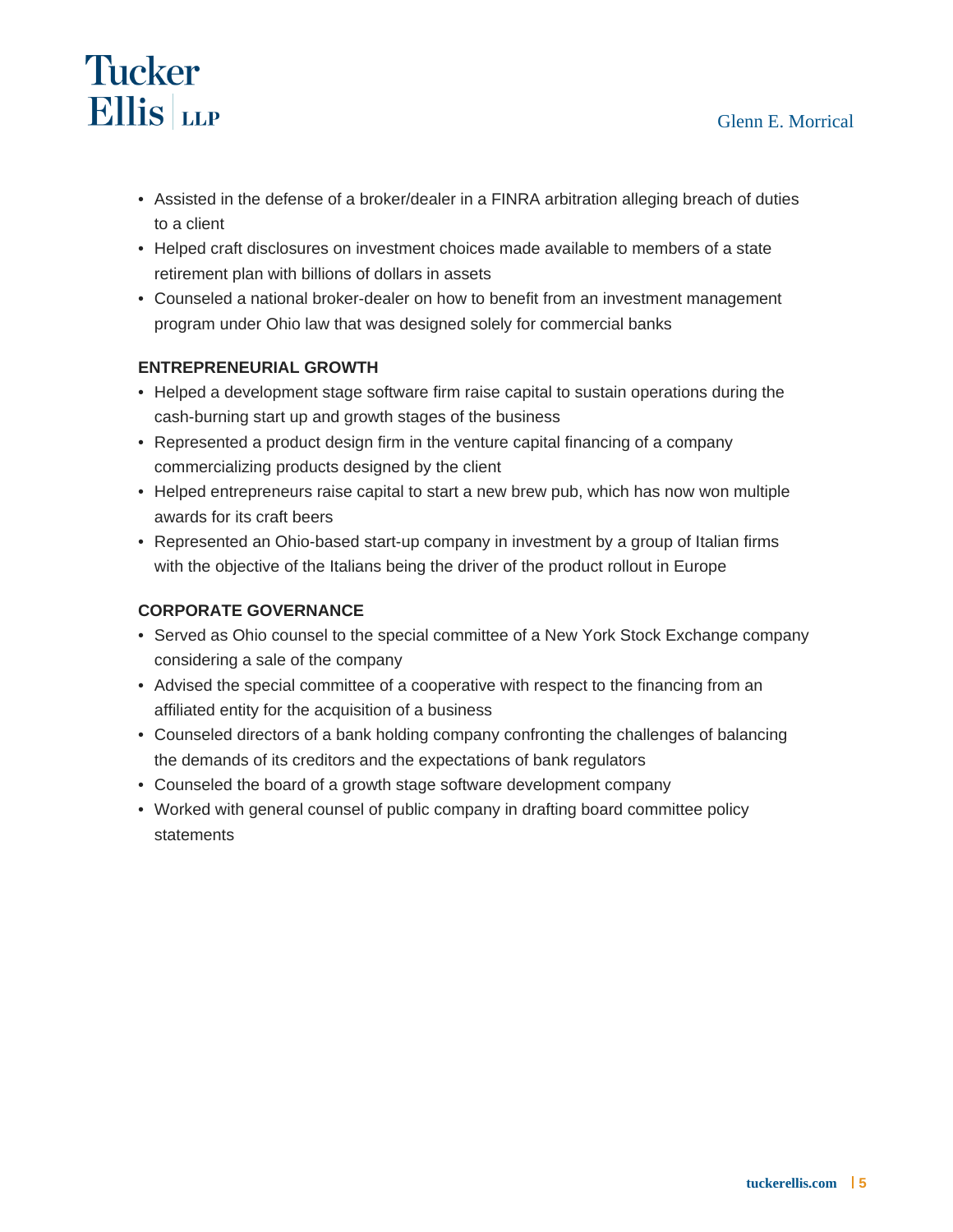- Assisted in the defense of a broker/dealer in a FINRA arbitration alleging breach of duties to a client
- Helped craft disclosures on investment choices made available to members of a state retirement plan with billions of dollars in assets
- Counseled a national broker-dealer on how to benefit from an investment management program under Ohio law that was designed solely for commercial banks

**ENTREPRENEURIAL GROWTH**

- Helped a development stage software firm raise capital to sustain operations during the cash-burning start up and growth stages of the business
- Represented a product design firm in the venture capital financing of a company commercializing products designed by the client
- Helped entrepreneurs raise capital to start a new brew pub, which has now won multiple awards for its craft beers
- Represented an Ohio-based start-up company in investment by a group of Italian firms with the objective of the Italians being the driver of the product rollout in Europe

**CORPORATE GOVERNANCE**

- Served as Ohio counsel to the special committee of a New York Stock Exchange company considering a sale of the company
- Advised the special committee of a cooperative with respect to the financing from an affiliated entity for the acquisition of a business
- Counseled directors of a bank holding company confronting the challenges of balancing the demands of its creditors and the expectations of bank regulators
- Counseled the board of a growth stage software development company
- Worked with general counsel of public company in drafting board committee policy statements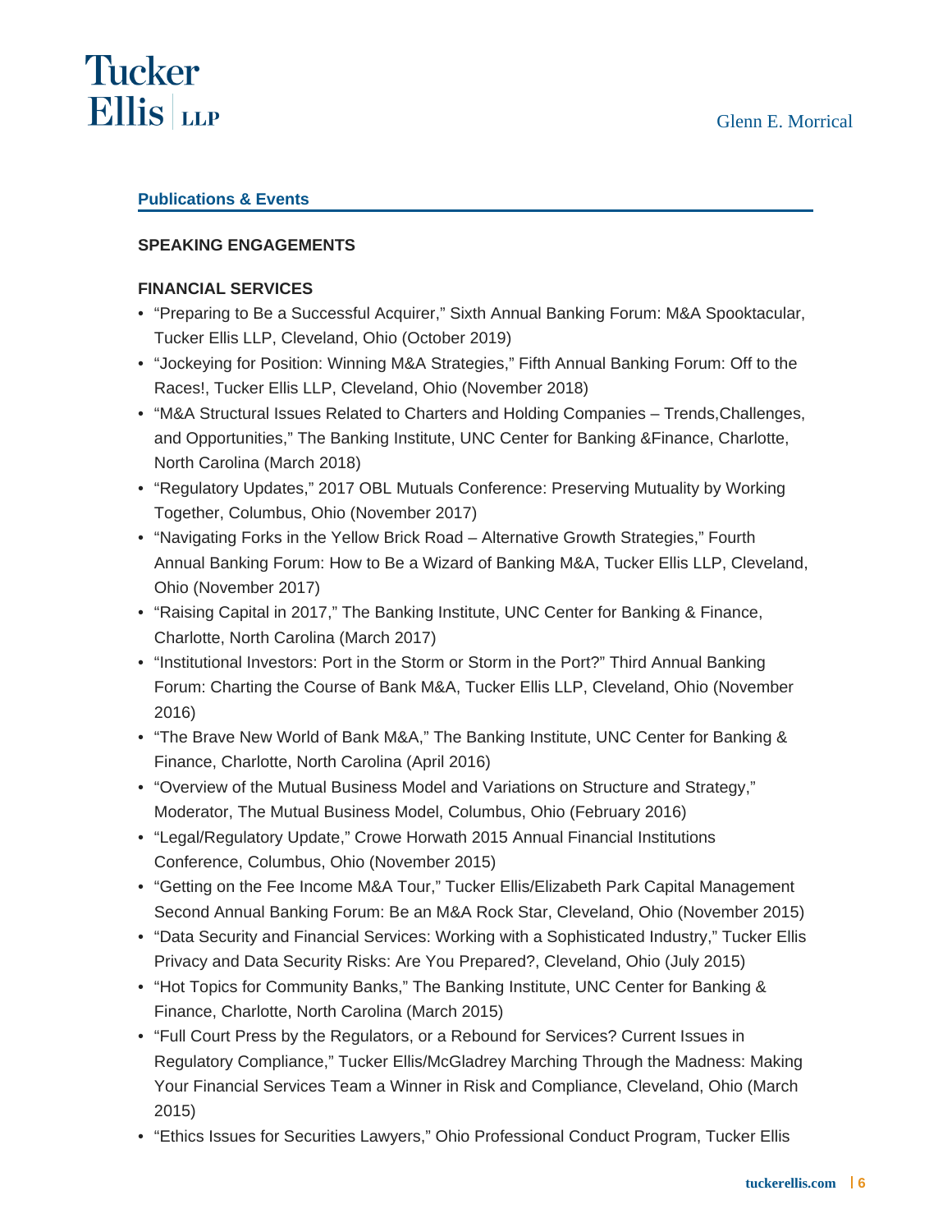## Publications & Events

### SPEAKING ENGAGEMENTS

### FINANCIAL SERVICES

- "Preparing to Be a Successful Acquirer," Sixth Annual Banking Forum: M&A Spooktacular, Tucker Ellis LLP, Cleveland, Ohio (October 2019)
- "Jockeying for Position: Winning M&A Strategies," Fifth Annual Banking Forum: Off to the Races!, Tucker Ellis LLP, Cleveland, Ohio (November 2018)
- "M&A Structural Issues Related to Charters and Holding Companies – Trends,Challenges, and Opportunities," The Banking Institute, UNC Center for Banking &Finance, Charlotte, North Carolina (March 2018)
- "Regulatory Updates," 2017 OBL Mutuals Conference: Preserving Mutuality by Working Together, Columbus, Ohio (November 2017)
- "Navigating Forks in the Yellow Brick Road – Alternative Growth Strategies," Fourth Annual Banking Forum: How to Be a Wizard of Banking M&A, Tucker Ellis LLP, Cleveland, Ohio (November 2017)
- "Raising Capital in 2017," The Banking Institute, UNC Center for Banking & Finance, Charlotte, North Carolina (March 2017)
- "Institutional Investors: Port in the Storm or Storm in the Port?" Third Annual Banking Forum: Charting the Course of Bank M&A, Tucker Ellis LLP, Cleveland, Ohio (November 2016)
- "The Brave New World of Bank M&A," The Banking Institute, UNC Center for Banking & Finance, Charlotte, North Carolina (April 2016)
- "Overview of the Mutual Business Model and Variations on Structure and Strategy," Moderator, The Mutual Business Model, Columbus, Ohio (February 2016)
- "Legal/Regulatory Update," Crowe Horwath 2015 Annual Financial Institutions Conference, Columbus, Ohio (November 2015)
- "Getting on the Fee Income M&A Tour," Tucker Ellis/Elizabeth Park Capital Management Second Annual Banking Forum: Be an M&A Rock Star, Cleveland, Ohio (November 2015)
- "Data Security and Financial Services: Working with a Sophisticated Industry," Tucker Ellis Privacy and Data Security Risks: Are You Prepared?, Cleveland, Ohio (July 2015)
- "Hot Topics for Community Banks," The Banking Institute, UNC Center for Banking & Finance, Charlotte, North Carolina (March 2015)
- "Full Court Press by the Regulators, or a Rebound for Services? Current Issues in Regulatory Compliance," Tucker Ellis/McGladrey Marching Through the Madness: Making Your Financial Services Team a Winner in Risk and Compliance, Cleveland, Ohio (March 2015)
- "Ethics Issues for Securities Lawyers," Ohio Professional Conduct Program, Tucker Ellis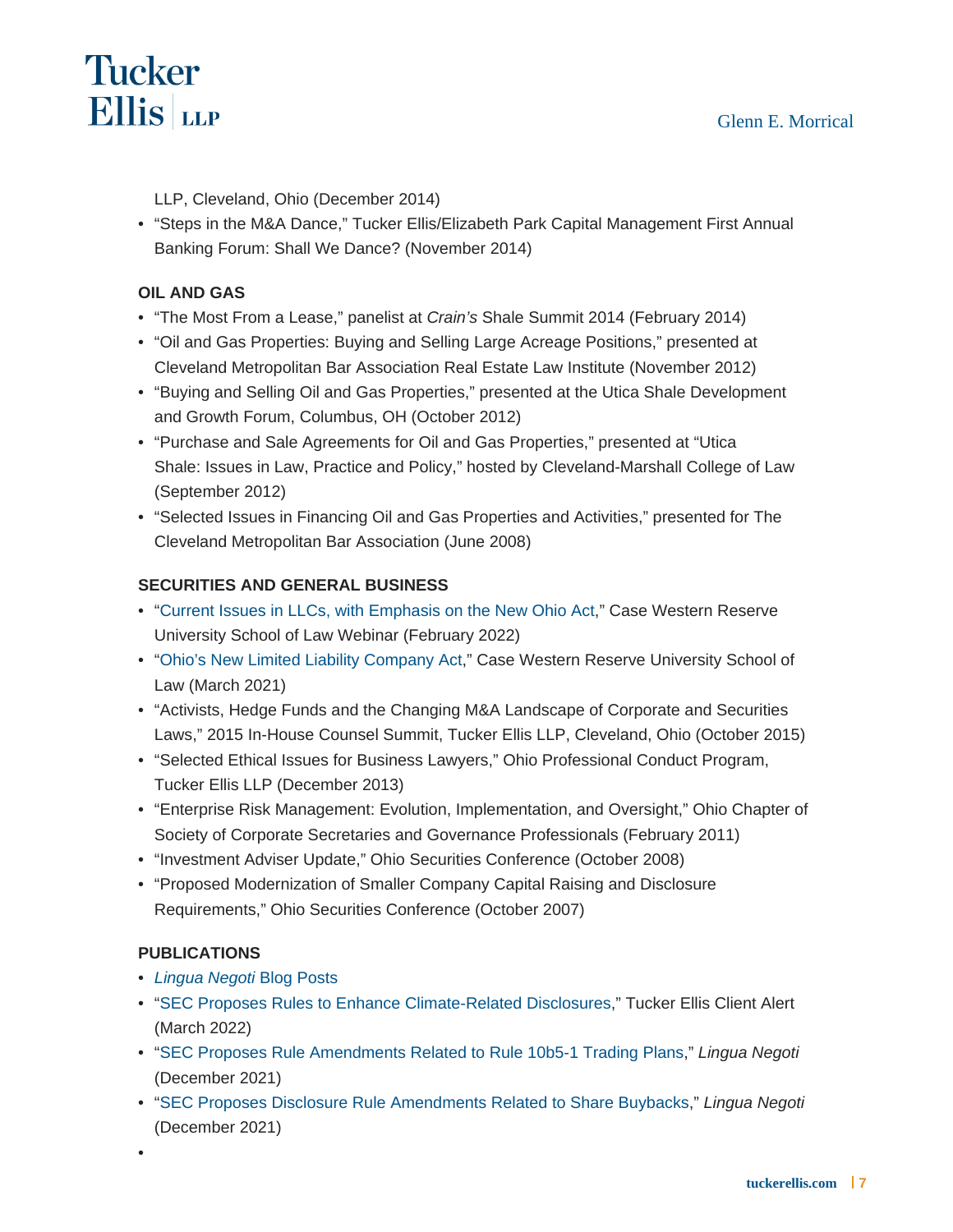LLP, Cleveland, Ohio (December 2014)

- "Steps in the M&A Dance," Tucker Ellis/Elizabeth Park Capital Management First Annual Banking Forum: Shall We Dance? (November 2014)

**OIL AND GAS**

- "The Most From a Lease," panelist at *Crain's* Shale Summit 2014 (February 2014)
- "Oil and Gas Properties: Buying and Selling Large Acreage Positions," presented at Cleveland Metropolitan Bar Association Real Estate Law Institute (November 2012)
- "Buying and Selling Oil and Gas Properties," presented at the Utica Shale Development and Growth Forum, Columbus, OH (October 2012)
- "Purchase and Sale Agreements for Oil and Gas Properties," presented at "Utica Shale: Issues in Law, Practice and Policy," hosted by Cleveland-Marshall College of Law (September 2012)
- "Selected Issues in Financing Oil and Gas Properties and Activities," presented for The Cleveland Metropolitan Bar Association (June 2008)

**SECURITIES AND GENERAL BUSINESS**

- "Current Issues in LLCs, with Emphasis on the New Ohio Act," Case Western Reserve University School of Law Webinar (February 2022)
- "Ohio's New Limited Liability Company Act," Case Western Reserve University School of Law (March 2021)
- "Activists, Hedge Funds and the Changing M&A Landscape of Corporate and Securities Laws," 2015 In-House Counsel Summit, Tucker Ellis LLP, Cleveland, Ohio (October 2015)
- "Selected Ethical Issues for Business Lawyers," Ohio Professional Conduct Program, Tucker Ellis LLP (December 2013)
- "Enterprise Risk Management: Evolution, Implementation, and Oversight," Ohio Chapter of Society of Corporate Secretaries and Governance Professionals (February 2011)
- "Investment Adviser Update," Ohio Securities Conference (October 2008)
- "Proposed Modernization of Smaller Company Capital Raising and Disclosure Requirements," Ohio Securities Conference (October 2007)

**PUBLICATIONS**

- *Lingua Negoti* Blog Posts
- "SEC Proposes Rules to Enhance Climate-Related Disclosures," Tucker Ellis Client Alert (March 2022)
- "SEC Proposes Rule Amendments Related to Rule 10b5-1 Trading Plans," *Lingua Negoti* (December 2021)
- "SEC Proposes Disclosure Rule Amendments Related to Share Buybacks," *Lingua Negoti* (December 2021)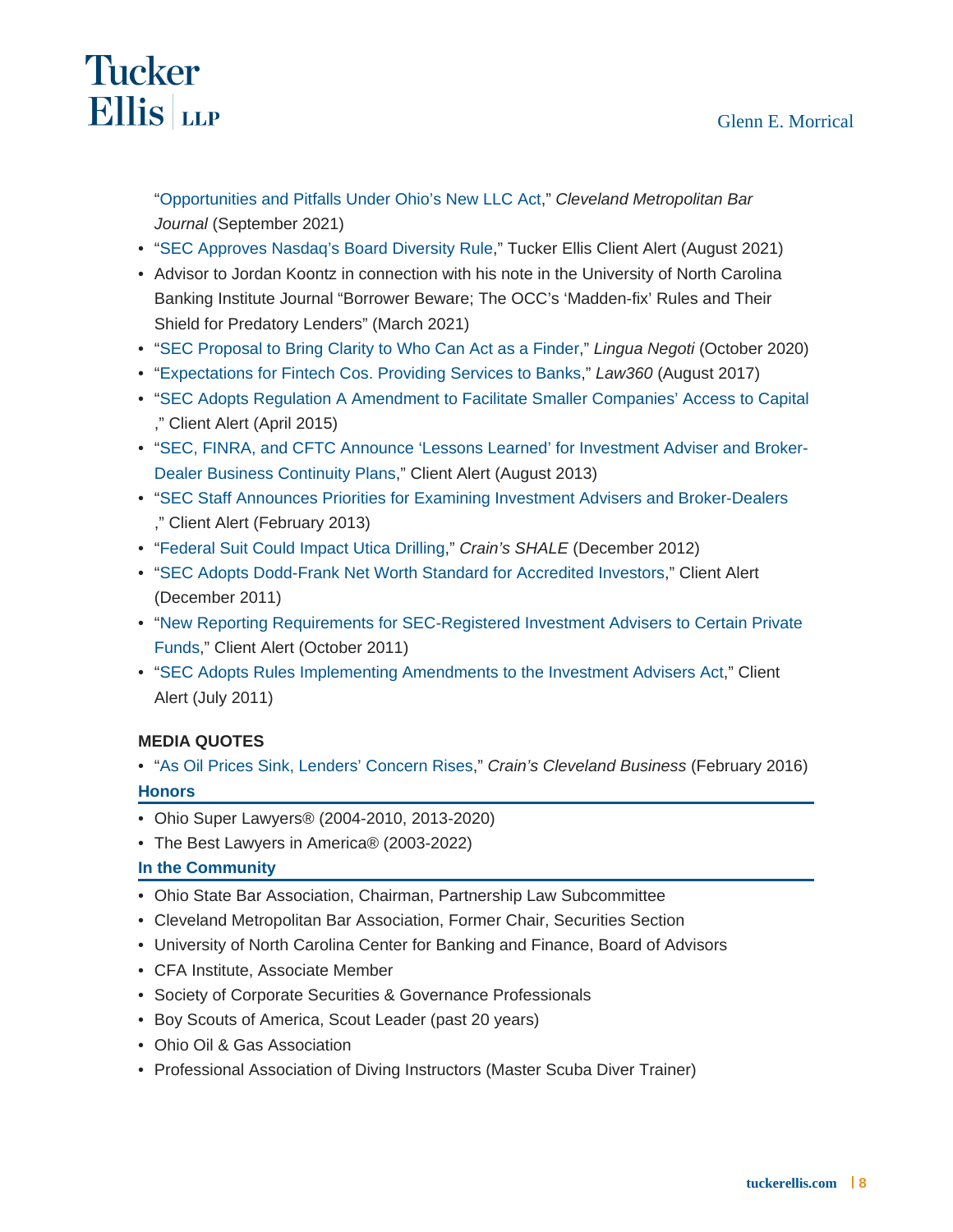"Opportunities and Pitfalls Under Ohio's New LLC Act," *Cleveland Metropolitan Bar Journal* (September 2021)

- "SEC Approves Nasdaq's Board Diversity Rule," Tucker Ellis Client Alert (August 2021)
- Advisor to Jordan Koontz in connection with his note in the University of North Carolina Banking Institute Journal "Borrower Beware; The OCC's 'Madden-fix' Rules and Their Shield for Predatory Lenders" (March 2021)
- "SEC Proposal to Bring Clarity to Who Can Act as a Finder," *Lingua Negoti* (October 2020)
- "Expectations for Fintech Cos. Providing Services to Banks," *Law360* (August 2017)
- "SEC Adopts Regulation A Amendment to Facilitate Smaller Companies' Access to Capital ," Client Alert (April 2015)
- "SEC, FINRA, and CFTC Announce 'Lessons Learned' for Investment Adviser and Broker-Dealer Business Continuity Plans," Client Alert (August 2013)
- "SEC Staff Announces Priorities for Examining Investment Advisers and Broker-Dealers ," Client Alert (February 2013)
- "Federal Suit Could Impact Utica Drilling," *Crain's SHALE* (December 2012)
- "SEC Adopts Dodd-Frank Net Worth Standard for Accredited Investors," Client Alert (December 2011)
- "New Reporting Requirements for SEC-Registered Investment Advisers to Certain Private Funds," Client Alert (October 2011)
- "SEC Adopts Rules Implementing Amendments to the Investment Advisers Act," Client Alert (July 2011)

**MEDIA QUOTES**

- "As Oil Prices Sink, Lenders' Concern Rises," *Crain's Cleveland Business* (February 2016)

## Honors

- Ohio Super Lawyers® (2004-2010, 2013-2020)
- The Best Lawyers in America® (2003-2022)

## In the Community

- Ohio State Bar Association, Chairman, Partnership Law Subcommittee
- Cleveland Metropolitan Bar Association, Former Chair, Securities Section
- University of North Carolina Center for Banking and Finance, Board of Advisors
- CFA Institute, Associate Member
- Society of Corporate Securities & Governance Professionals
- Boy Scouts of America, Scout Leader (past 20 years)
- Ohio Oil & Gas Association
- Professional Association of Diving Instructors (Master Scuba Diver Trainer)